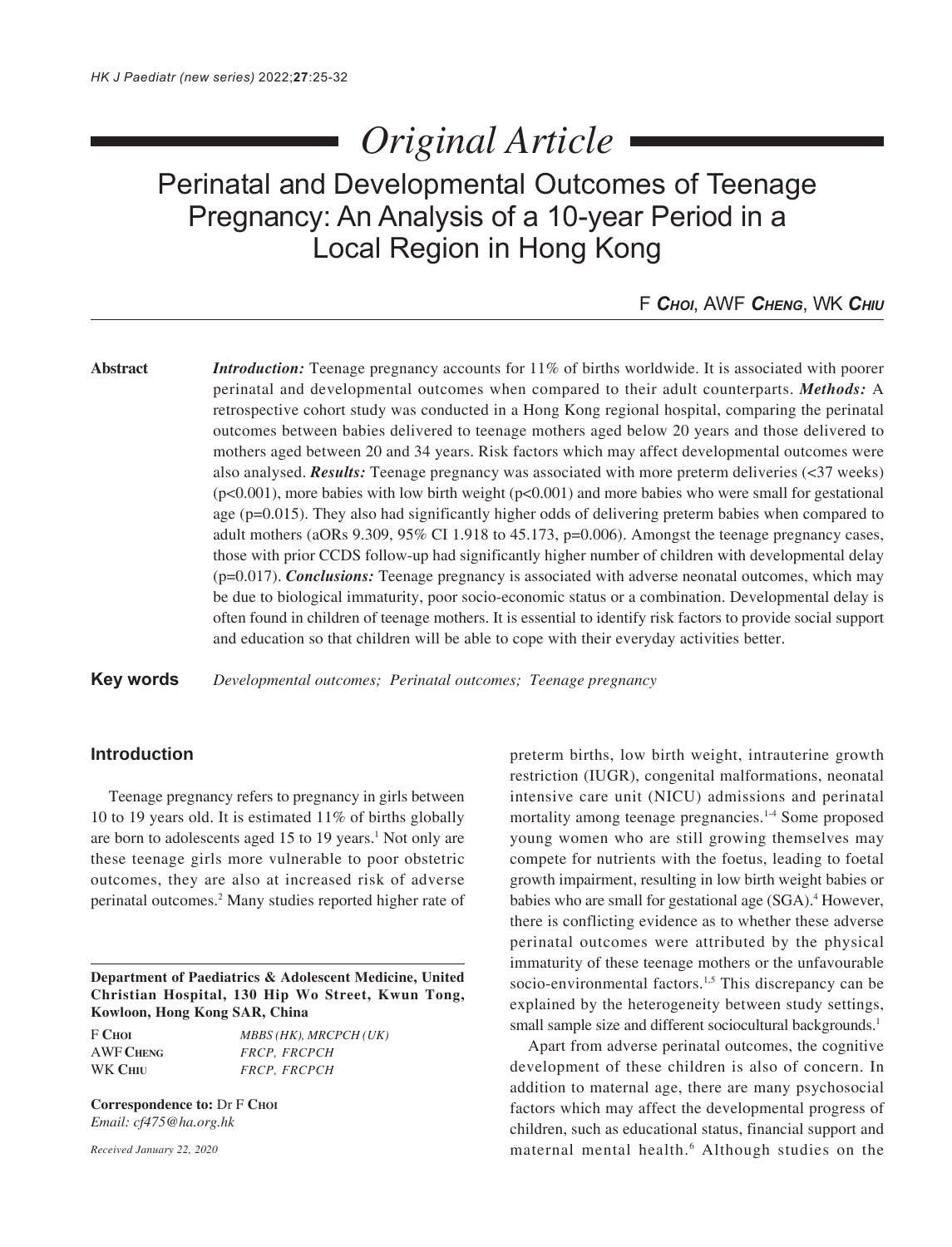# Original Article

# Perinatal and Developmental Outcomes of Teenage Pregnancy: An Analysis of a 10-year Period in a Local Region in Hong Kong

F **Choi**, AWF **Cheng**, WK **Chiu**

**Abstract**

***Introduction:*** Teenage pregnancy accounts for 11% of births worldwide. It is associated with poorer perinatal and developmental outcomes when compared to their adult counterparts. ***Methods:*** A retrospective cohort study was conducted in a Hong Kong regional hospital, comparing the perinatal outcomes between babies delivered to teenage mothers aged below 20 years and those delivered to mothers aged between 20 and 34 years. Risk factors which may affect developmental outcomes were also analysed. ***Results:*** Teenage pregnancy was associated with more preterm deliveries (<37 weeks) (p<0.001), more babies with low birth weight (p<0.001) and more babies who were small for gestational age (p=0.015). They also had significantly higher odds of delivering preterm babies when compared to adult mothers (aORs 9.309, 95% CI 1.918 to 45.173, p=0.006). Amongst the teenage pregnancy cases, those with prior CCDS follow-up had significantly higher number of children with developmental delay (p=0.017). ***Conclusions:*** Teenage pregnancy is associated with adverse neonatal outcomes, which may be due to biological immaturity, poor socio-economic status or a combination. Developmental delay is often found in children of teenage mothers. It is essential to identify risk factors to provide social support and education so that children will be able to cope with their everyday activities better.

**Key words** *Developmental outcomes; Perinatal outcomes; Teenage pregnancy*

## Introduction

Teenage pregnancy refers to pregnancy in girls between 10 to 19 years old. It is estimated 11% of births globally are born to adolescents aged 15 to 19 years.[1] Not only are these teenage girls more vulnerable to poor obstetric outcomes, they are also at increased risk of adverse perinatal outcomes.[2] Many studies reported higher rate of preterm births, low birth weight, intrauterine growth restriction (IUGR), congenital malformations, neonatal intensive care unit (NICU) admissions and perinatal mortality among teenage pregnancies.[1-4] Some proposed young women who are still growing themselves may compete for nutrients with the foetus, leading to foetal growth impairment, resulting in low birth weight babies or babies who are small for gestational age (SGA).[4] However, there is conflicting evidence as to whether these adverse perinatal outcomes were attributed by the physical immaturity of these teenage mothers or the unfavourable socio-environmental factors.[1,5] This discrepancy can be explained by the heterogeneity between study settings, small sample size and different sociocultural backgrounds.[1]

Apart from adverse perinatal outcomes, the cognitive development of these children is also of concern. In addition to maternal age, there are many psychosocial factors which may affect the developmental progress of children, such as educational status, financial support and maternal mental health.[6] Although studies on the

**Department of Paediatrics & Adolescent Medicine, United Christian Hospital, 130 Hip Wo Street, Kwun Tong, Kowloon, Hong Kong SAR, China**

| | |
|---|---|
| F **Choi** | *MBBS (HK), MRCPCH (UK)* |
| AWF **Cheng** | *FRCP, FRCPCH* |
| WK **Chiu** | *FRCP, FRCPCH* |

**Correspondence to:** Dr F **Choi**
*Email: cf475@ha.org.hk*

*Received January 22, 2020*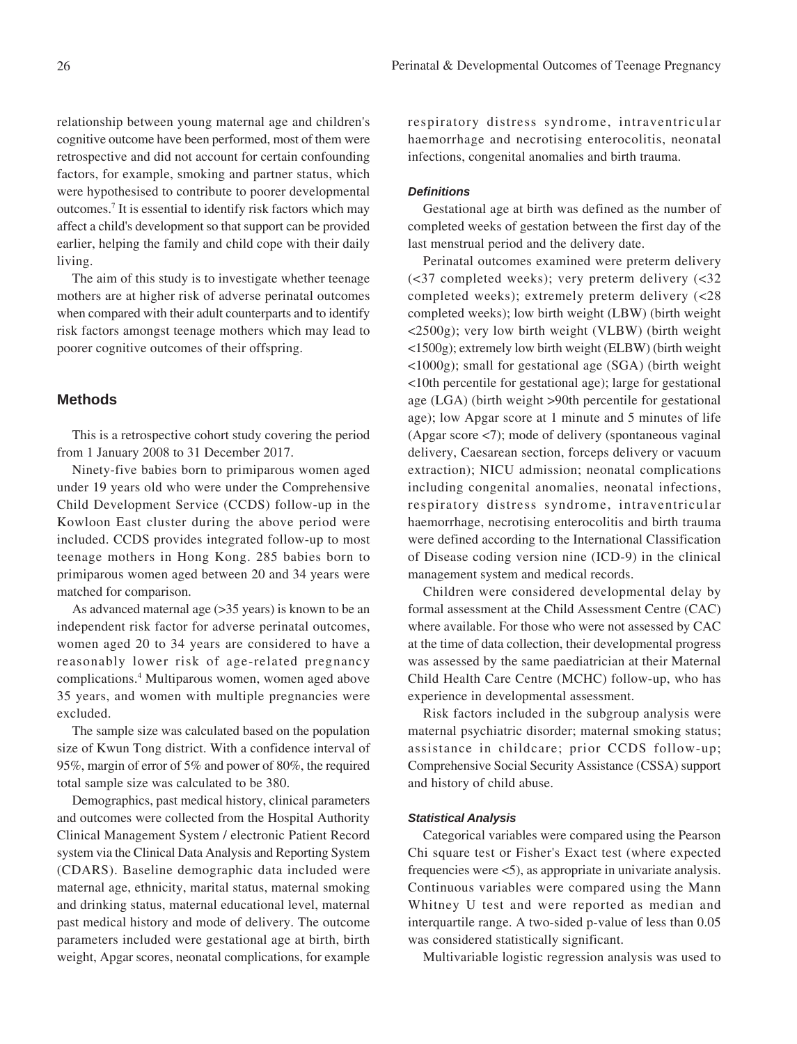relationship between young maternal age and children's cognitive outcome have been performed, most of them were retrospective and did not account for certain confounding factors, for example, smoking and partner status, which were hypothesised to contribute to poorer developmental outcomes.[7] It is essential to identify risk factors which may affect a child's development so that support can be provided earlier, helping the family and child cope with their daily living.

The aim of this study is to investigate whether teenage mothers are at higher risk of adverse perinatal outcomes when compared with their adult counterparts and to identify risk factors amongst teenage mothers which may lead to poorer cognitive outcomes of their offspring.

## Methods

This is a retrospective cohort study covering the period from 1 January 2008 to 31 December 2017.

Ninety-five babies born to primiparous women aged under 19 years old who were under the Comprehensive Child Development Service (CCDS) follow-up in the Kowloon East cluster during the above period were included. CCDS provides integrated follow-up to most teenage mothers in Hong Kong. 285 babies born to primiparous women aged between 20 and 34 years were matched for comparison.

As advanced maternal age (>35 years) is known to be an independent risk factor for adverse perinatal outcomes, women aged 20 to 34 years are considered to have a reasonably lower risk of age-related pregnancy complications.[4] Multiparous women, women aged above 35 years, and women with multiple pregnancies were excluded.

The sample size was calculated based on the population size of Kwun Tong district. With a confidence interval of 95%, margin of error of 5% and power of 80%, the required total sample size was calculated to be 380.

Demographics, past medical history, clinical parameters and outcomes were collected from the Hospital Authority Clinical Management System / electronic Patient Record system via the Clinical Data Analysis and Reporting System (CDARS). Baseline demographic data included were maternal age, ethnicity, marital status, maternal smoking and drinking status, maternal educational level, maternal past medical history and mode of delivery. The outcome parameters included were gestational age at birth, birth weight, Apgar scores, neonatal complications, for example respiratory distress syndrome, intraventricular haemorrhage and necrotising enterocolitis, neonatal infections, congenital anomalies and birth trauma.

### *Definitions*

Gestational age at birth was defined as the number of completed weeks of gestation between the first day of the last menstrual period and the delivery date.

Perinatal outcomes examined were preterm delivery (<37 completed weeks); very preterm delivery (<32 completed weeks); extremely preterm delivery (<28 completed weeks); low birth weight (LBW) (birth weight <2500g); very low birth weight (VLBW) (birth weight <1500g); extremely low birth weight (ELBW) (birth weight <1000g); small for gestational age (SGA) (birth weight <10th percentile for gestational age); large for gestational age (LGA) (birth weight >90th percentile for gestational age); low Apgar score at 1 minute and 5 minutes of life (Apgar score <7); mode of delivery (spontaneous vaginal delivery, Caesarean section, forceps delivery or vacuum extraction); NICU admission; neonatal complications including congenital anomalies, neonatal infections, respiratory distress syndrome, intraventricular haemorrhage, necrotising enterocolitis and birth trauma were defined according to the International Classification of Disease coding version nine (ICD-9) in the clinical management system and medical records.

Children were considered developmental delay by formal assessment at the Child Assessment Centre (CAC) where available. For those who were not assessed by CAC at the time of data collection, their developmental progress was assessed by the same paediatrician at their Maternal Child Health Care Centre (MCHC) follow-up, who has experience in developmental assessment.

Risk factors included in the subgroup analysis were maternal psychiatric disorder; maternal smoking status; assistance in childcare; prior CCDS follow-up; Comprehensive Social Security Assistance (CSSA) support and history of child abuse.

### *Statistical Analysis*

Categorical variables were compared using the Pearson Chi square test or Fisher's Exact test (where expected frequencies were <5), as appropriate in univariate analysis. Continuous variables were compared using the Mann Whitney U test and were reported as median and interquartile range. A two-sided p-value of less than 0.05 was considered statistically significant.

Multivariable logistic regression analysis was used to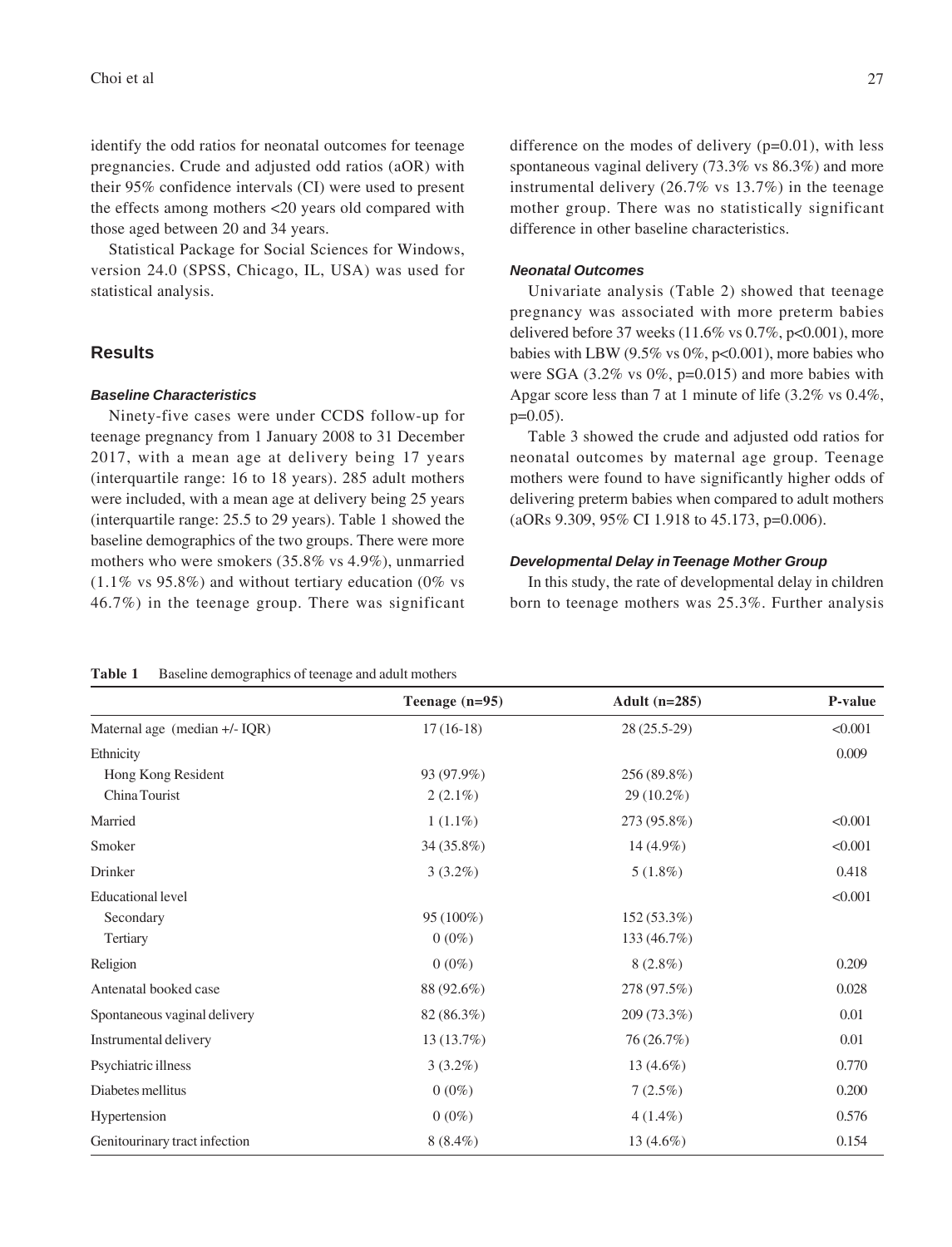identify the odd ratios for neonatal outcomes for teenage pregnancies. Crude and adjusted odd ratios (aOR) with their 95% confidence intervals (CI) were used to present the effects among mothers <20 years old compared with those aged between 20 and 34 years.

Statistical Package for Social Sciences for Windows, version 24.0 (SPSS, Chicago, IL, USA) was used for statistical analysis.

## Results

### *Baseline Characteristics*

Ninety-five cases were under CCDS follow-up for teenage pregnancy from 1 January 2008 to 31 December 2017, with a mean age at delivery being 17 years (interquartile range: 16 to 18 years). 285 adult mothers were included, with a mean age at delivery being 25 years (interquartile range: 25.5 to 29 years). Table 1 showed the baseline demographics of the two groups. There were more mothers who were smokers (35.8% vs 4.9%), unmarried (1.1% vs 95.8%) and without tertiary education (0% vs 46.7%) in the teenage group. There was significant difference on the modes of delivery (p=0.01), with less spontaneous vaginal delivery (73.3% vs 86.3%) and more instrumental delivery (26.7% vs 13.7%) in the teenage mother group. There was no statistically significant difference in other baseline characteristics.

### *Neonatal Outcomes*

Univariate analysis (Table 2) showed that teenage pregnancy was associated with more preterm babies delivered before 37 weeks (11.6% vs 0.7%, p<0.001), more babies with LBW (9.5% vs 0%, p<0.001), more babies who were SGA (3.2% vs 0%, p=0.015) and more babies with Apgar score less than 7 at 1 minute of life (3.2% vs 0.4%, p=0.05).

Table 3 showed the crude and adjusted odd ratios for neonatal outcomes by maternal age group. Teenage mothers were found to have significantly higher odds of delivering preterm babies when compared to adult mothers (aORs 9.309, 95% CI 1.918 to 45.173, p=0.006).

### *Developmental Delay in Teenage Mother Group*

In this study, the rate of developmental delay in children born to teenage mothers was 25.3%. Further analysis

**Table 1** Baseline demographics of teenage and adult mothers

| | Teenage (n=95) | Adult (n=285) | P-value |
|---|---|---|---|
| Maternal age (median +/- IQR) | 17 (16-18) | 28 (25.5-29) | <0.001 |
| Ethnicity | | | 0.009 |
| Hong Kong Resident | 93 (97.9%) | 256 (89.8%) | |
| China Tourist | 2 (2.1%) | 29 (10.2%) | |
| Married | 1 (1.1%) | 273 (95.8%) | <0.001 |
| Smoker | 34 (35.8%) | 14 (4.9%) | <0.001 |
| Drinker | 3 (3.2%) | 5 (1.8%) | 0.418 |
| Educational level | | | <0.001 |
| Secondary | 95 (100%) | 152 (53.3%) | |
| Tertiary | 0 (0%) | 133 (46.7%) | |
| Religion | 0 (0%) | 8 (2.8%) | 0.209 |
| Antenatal booked case | 88 (92.6%) | 278 (97.5%) | 0.028 |
| Spontaneous vaginal delivery | 82 (86.3%) | 209 (73.3%) | 0.01 |
| Instrumental delivery | 13 (13.7%) | 76 (26.7%) | 0.01 |
| Psychiatric illness | 3 (3.2%) | 13 (4.6%) | 0.770 |
| Diabetes mellitus | 0 (0%) | 7 (2.5%) | 0.200 |
| Hypertension | 0 (0%) | 4 (1.4%) | 0.576 |
| Genitourinary tract infection | 8 (8.4%) | 13 (4.6%) | 0.154 |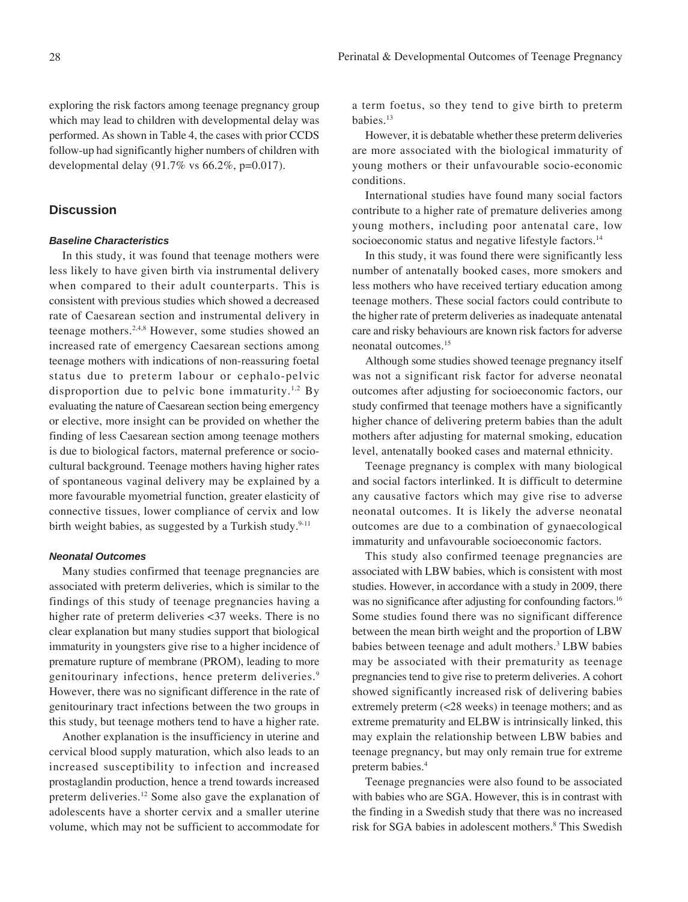exploring the risk factors among teenage pregnancy group which may lead to children with developmental delay was performed. As shown in Table 4, the cases with prior CCDS follow-up had significantly higher numbers of children with developmental delay (91.7% vs 66.2%, p=0.017).

## Discussion

### *Baseline Characteristics*

In this study, it was found that teenage mothers were less likely to have given birth via instrumental delivery when compared to their adult counterparts. This is consistent with previous studies which showed a decreased rate of Caesarean section and instrumental delivery in teenage mothers.[2,4,8] However, some studies showed an increased rate of emergency Caesarean sections among teenage mothers with indications of non-reassuring foetal status due to preterm labour or cephalo-pelvic disproportion due to pelvic bone immaturity.[1,2] By evaluating the nature of Caesarean section being emergency or elective, more insight can be provided on whether the finding of less Caesarean section among teenage mothers is due to biological factors, maternal preference or socio-cultural background. Teenage mothers having higher rates of spontaneous vaginal delivery may be explained by a more favourable myometrial function, greater elasticity of connective tissues, lower compliance of cervix and low birth weight babies, as suggested by a Turkish study.[9-11]

### *Neonatal Outcomes*

Many studies confirmed that teenage pregnancies are associated with preterm deliveries, which is similar to the findings of this study of teenage pregnancies having a higher rate of preterm deliveries <37 weeks. There is no clear explanation but many studies support that biological immaturity in youngsters give rise to a higher incidence of premature rupture of membrane (PROM), leading to more genitourinary infections, hence preterm deliveries.[9] However, there was no significant difference in the rate of genitourinary tract infections between the two groups in this study, but teenage mothers tend to have a higher rate.

Another explanation is the insufficiency in uterine and cervical blood supply maturation, which also leads to an increased susceptibility to infection and increased prostaglandin production, hence a trend towards increased preterm deliveries.[12] Some also gave the explanation of adolescents have a shorter cervix and a smaller uterine volume, which may not be sufficient to accommodate for a term foetus, so they tend to give birth to preterm babies.[13]

However, it is debatable whether these preterm deliveries are more associated with the biological immaturity of young mothers or their unfavourable socio-economic conditions.

International studies have found many social factors contribute to a higher rate of premature deliveries among young mothers, including poor antenatal care, low socioeconomic status and negative lifestyle factors.[14]

In this study, it was found there were significantly less number of antenatally booked cases, more smokers and less mothers who have received tertiary education among teenage mothers. These social factors could contribute to the higher rate of preterm deliveries as inadequate antenatal care and risky behaviours are known risk factors for adverse neonatal outcomes.[15]

Although some studies showed teenage pregnancy itself was not a significant risk factor for adverse neonatal outcomes after adjusting for socioeconomic factors, our study confirmed that teenage mothers have a significantly higher chance of delivering preterm babies than the adult mothers after adjusting for maternal smoking, education level, antenatally booked cases and maternal ethnicity.

Teenage pregnancy is complex with many biological and social factors interlinked. It is difficult to determine any causative factors which may give rise to adverse neonatal outcomes. It is likely the adverse neonatal outcomes are due to a combination of gynaecological immaturity and unfavourable socioeconomic factors.

This study also confirmed teenage pregnancies are associated with LBW babies, which is consistent with most studies. However, in accordance with a study in 2009, there was no significance after adjusting for confounding factors.[16] Some studies found there was no significant difference between the mean birth weight and the proportion of LBW babies between teenage and adult mothers.[3] LBW babies may be associated with their prematurity as teenage pregnancies tend to give rise to preterm deliveries. A cohort showed significantly increased risk of delivering babies extremely preterm (<28 weeks) in teenage mothers; and as extreme prematurity and ELBW is intrinsically linked, this may explain the relationship between LBW babies and teenage pregnancy, but may only remain true for extreme preterm babies.[4]

Teenage pregnancies were also found to be associated with babies who are SGA. However, this is in contrast with the finding in a Swedish study that there was no increased risk for SGA babies in adolescent mothers.[8] This Swedish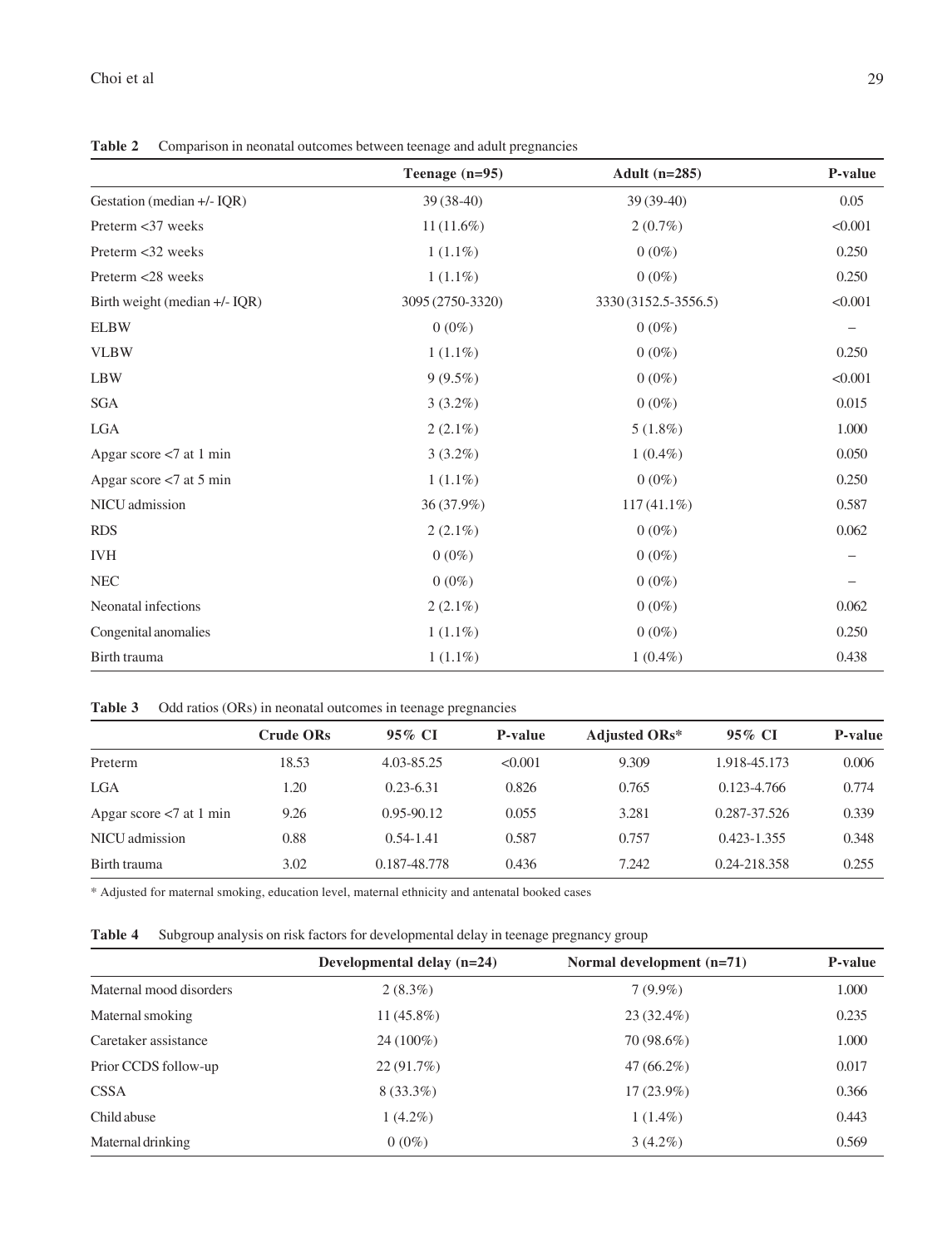**Table 2** Comparison in neonatal outcomes between teenage and adult pregnancies

| | Teenage (n=95) | Adult (n=285) | P-value |
|---|---|---|---|
| Gestation (median +/- IQR) | 39 (38-40) | 39 (39-40) | 0.05 |
| Preterm <37 weeks | 11 (11.6%) | 2 (0.7%) | <0.001 |
| Preterm <32 weeks | 1 (1.1%) | 0 (0%) | 0.250 |
| Preterm <28 weeks | 1 (1.1%) | 0 (0%) | 0.250 |
| Birth weight (median +/- IQR) | 3095 (2750-3320) | 3330 (3152.5-3556.5) | <0.001 |
| ELBW | 0 (0%) | 0 (0%) | – |
| VLBW | 1 (1.1%) | 0 (0%) | 0.250 |
| LBW | 9 (9.5%) | 0 (0%) | <0.001 |
| SGA | 3 (3.2%) | 0 (0%) | 0.015 |
| LGA | 2 (2.1%) | 5 (1.8%) | 1.000 |
| Apgar score <7 at 1 min | 3 (3.2%) | 1 (0.4%) | 0.050 |
| Apgar score <7 at 5 min | 1 (1.1%) | 0 (0%) | 0.250 |
| NICU admission | 36 (37.9%) | 117 (41.1%) | 0.587 |
| RDS | 2 (2.1%) | 0 (0%) | 0.062 |
| IVH | 0 (0%) | 0 (0%) | – |
| NEC | 0 (0%) | 0 (0%) | – |
| Neonatal infections | 2 (2.1%) | 0 (0%) | 0.062 |
| Congenital anomalies | 1 (1.1%) | 0 (0%) | 0.250 |
| Birth trauma | 1 (1.1%) | 1 (0.4%) | 0.438 |

**Table 3** Odd ratios (ORs) in neonatal outcomes in teenage pregnancies

| | Crude ORs | 95% CI | P-value | Adjusted ORs* | 95% CI | P-value |
|---|---|---|---|---|---|---|
| Preterm | 18.53 | 4.03-85.25 | <0.001 | 9.309 | 1.918-45.173 | 0.006 |
| LGA | 1.20 | 0.23-6.31 | 0.826 | 0.765 | 0.123-4.766 | 0.774 |
| Apgar score <7 at 1 min | 9.26 | 0.95-90.12 | 0.055 | 3.281 | 0.287-37.526 | 0.339 |
| NICU admission | 0.88 | 0.54-1.41 | 0.587 | 0.757 | 0.423-1.355 | 0.348 |
| Birth trauma | 3.02 | 0.187-48.778 | 0.436 | 7.242 | 0.24-218.358 | 0.255 |

* Adjusted for maternal smoking, education level, maternal ethnicity and antenatal booked cases

**Table 4** Subgroup analysis on risk factors for developmental delay in teenage pregnancy group

| | Developmental delay (n=24) | Normal development (n=71) | P-value |
|---|---|---|---|
| Maternal mood disorders | 2 (8.3%) | 7 (9.9%) | 1.000 |
| Maternal smoking | 11 (45.8%) | 23 (32.4%) | 0.235 |
| Caretaker assistance | 24 (100%) | 70 (98.6%) | 1.000 |
| Prior CCDS follow-up | 22 (91.7%) | 47 (66.2%) | 0.017 |
| CSSA | 8 (33.3%) | 17 (23.9%) | 0.366 |
| Child abuse | 1 (4.2%) | 1 (1.4%) | 0.443 |
| Maternal drinking | 0 (0%) | 3 (4.2%) | 0.569 |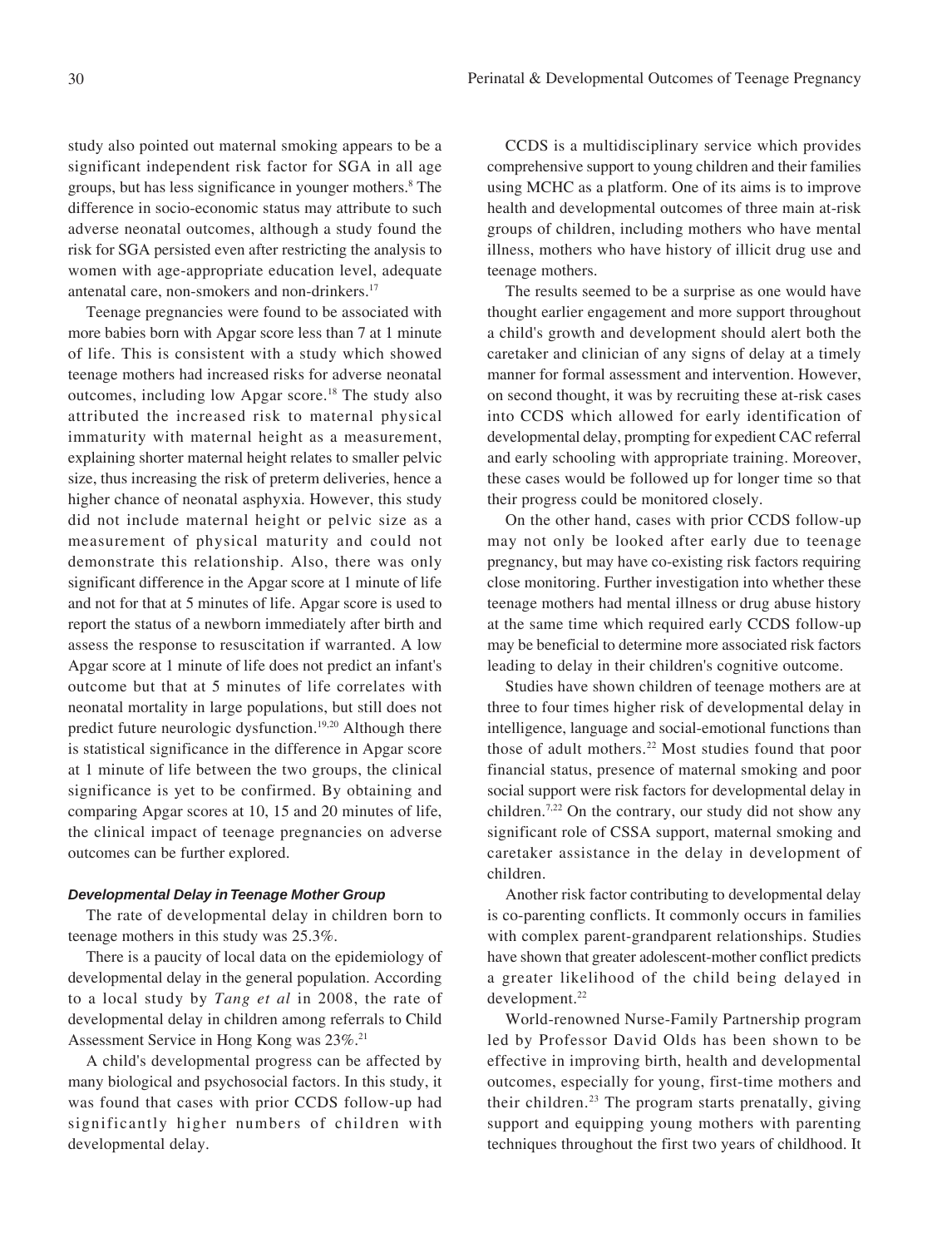study also pointed out maternal smoking appears to be a significant independent risk factor for SGA in all age groups, but has less significance in younger mothers.[8] The difference in socio-economic status may attribute to such adverse neonatal outcomes, although a study found the risk for SGA persisted even after restricting the analysis to women with age-appropriate education level, adequate antenatal care, non-smokers and non-drinkers.[17]

Teenage pregnancies were found to be associated with more babies born with Apgar score less than 7 at 1 minute of life. This is consistent with a study which showed teenage mothers had increased risks for adverse neonatal outcomes, including low Apgar score.[18] The study also attributed the increased risk to maternal physical immaturity with maternal height as a measurement, explaining shorter maternal height relates to smaller pelvic size, thus increasing the risk of preterm deliveries, hence a higher chance of neonatal asphyxia. However, this study did not include maternal height or pelvic size as a measurement of physical maturity and could not demonstrate this relationship. Also, there was only significant difference in the Apgar score at 1 minute of life and not for that at 5 minutes of life. Apgar score is used to report the status of a newborn immediately after birth and assess the response to resuscitation if warranted. A low Apgar score at 1 minute of life does not predict an infant's outcome but that at 5 minutes of life correlates with neonatal mortality in large populations, but still does not predict future neurologic dysfunction.[19,20] Although there is statistical significance in the difference in Apgar score at 1 minute of life between the two groups, the clinical significance is yet to be confirmed. By obtaining and comparing Apgar scores at 10, 15 and 20 minutes of life, the clinical impact of teenage pregnancies on adverse outcomes can be further explored.

#### *Developmental Delay in Teenage Mother Group*

The rate of developmental delay in children born to teenage mothers in this study was 25.3%.

There is a paucity of local data on the epidemiology of developmental delay in the general population. According to a local study by *Tang et al* in 2008, the rate of developmental delay in children among referrals to Child Assessment Service in Hong Kong was 23%.[21]

A child's developmental progress can be affected by many biological and psychosocial factors. In this study, it was found that cases with prior CCDS follow-up had significantly higher numbers of children with developmental delay.

CCDS is a multidisciplinary service which provides comprehensive support to young children and their families using MCHC as a platform. One of its aims is to improve health and developmental outcomes of three main at-risk groups of children, including mothers who have mental illness, mothers who have history of illicit drug use and teenage mothers.

The results seemed to be a surprise as one would have thought earlier engagement and more support throughout a child's growth and development should alert both the caretaker and clinician of any signs of delay at a timely manner for formal assessment and intervention. However, on second thought, it was by recruiting these at-risk cases into CCDS which allowed for early identification of developmental delay, prompting for expedient CAC referral and early schooling with appropriate training. Moreover, these cases would be followed up for longer time so that their progress could be monitored closely.

On the other hand, cases with prior CCDS follow-up may not only be looked after early due to teenage pregnancy, but may have co-existing risk factors requiring close monitoring. Further investigation into whether these teenage mothers had mental illness or drug abuse history at the same time which required early CCDS follow-up may be beneficial to determine more associated risk factors leading to delay in their children's cognitive outcome.

Studies have shown children of teenage mothers are at three to four times higher risk of developmental delay in intelligence, language and social-emotional functions than those of adult mothers.[22] Most studies found that poor financial status, presence of maternal smoking and poor social support were risk factors for developmental delay in children.[7,22] On the contrary, our study did not show any significant role of CSSA support, maternal smoking and caretaker assistance in the delay in development of children.

Another risk factor contributing to developmental delay is co-parenting conflicts. It commonly occurs in families with complex parent-grandparent relationships. Studies have shown that greater adolescent-mother conflict predicts a greater likelihood of the child being delayed in development.[22]

World-renowned Nurse-Family Partnership program led by Professor David Olds has been shown to be effective in improving birth, health and developmental outcomes, especially for young, first-time mothers and their children.[23] The program starts prenatally, giving support and equipping young mothers with parenting techniques throughout the first two years of childhood. It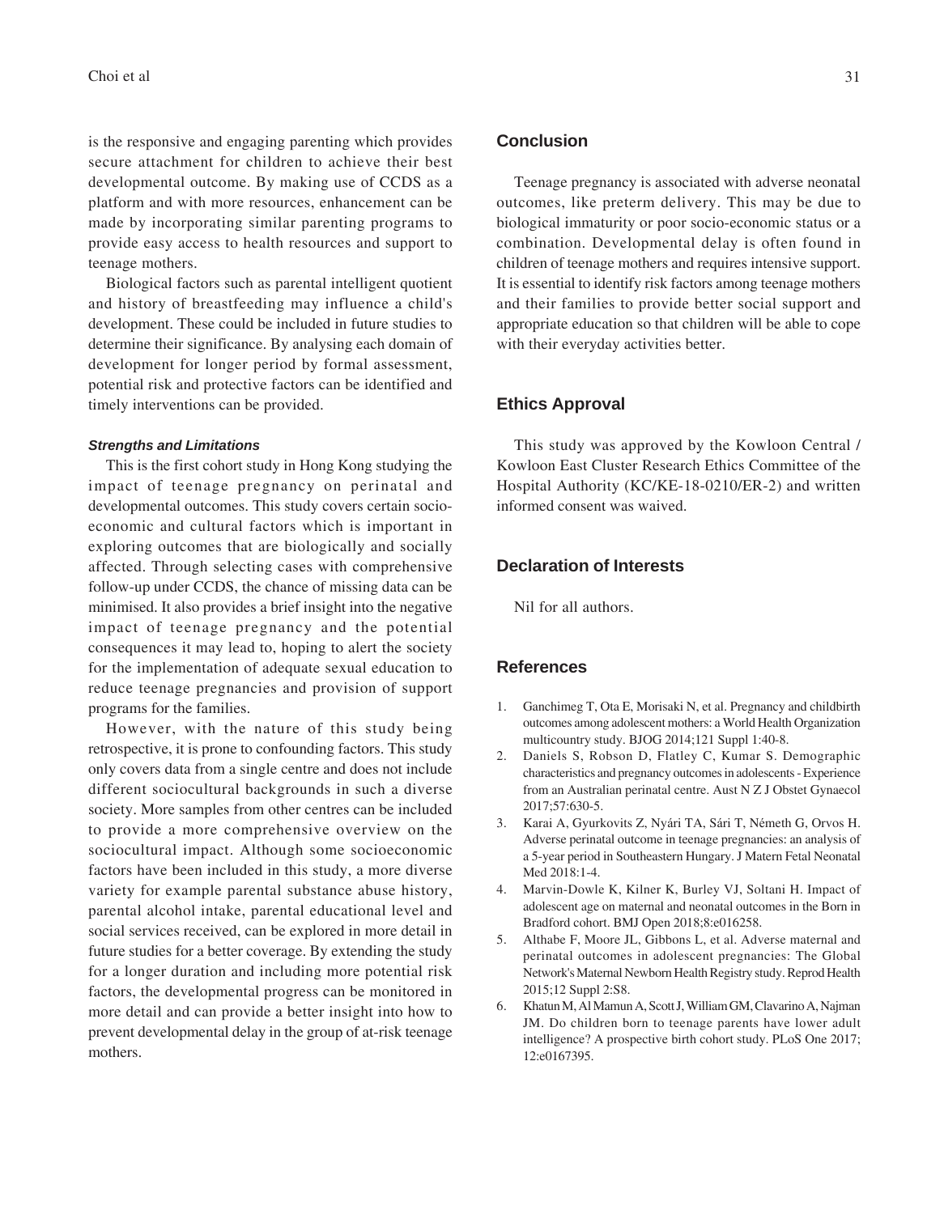is the responsive and engaging parenting which provides secure attachment for children to achieve their best developmental outcome. By making use of CCDS as a platform and with more resources, enhancement can be made by incorporating similar parenting programs to provide easy access to health resources and support to teenage mothers.

Biological factors such as parental intelligent quotient and history of breastfeeding may influence a child's development. These could be included in future studies to determine their significance. By analysing each domain of development for longer period by formal assessment, potential risk and protective factors can be identified and timely interventions can be provided.

### *Strengths and Limitations*

This is the first cohort study in Hong Kong studying the impact of teenage pregnancy on perinatal and developmental outcomes. This study covers certain socio-economic and cultural factors which is important in exploring outcomes that are biologically and socially affected. Through selecting cases with comprehensive follow-up under CCDS, the chance of missing data can be minimised. It also provides a brief insight into the negative impact of teenage pregnancy and the potential consequences it may lead to, hoping to alert the society for the implementation of adequate sexual education to reduce teenage pregnancies and provision of support programs for the families.

However, with the nature of this study being retrospective, it is prone to confounding factors. This study only covers data from a single centre and does not include different sociocultural backgrounds in such a diverse society. More samples from other centres can be included to provide a more comprehensive overview on the sociocultural impact. Although some socioeconomic factors have been included in this study, a more diverse variety for example parental substance abuse history, parental alcohol intake, parental educational level and social services received, can be explored in more detail in future studies for a better coverage. By extending the study for a longer duration and including more potential risk factors, the developmental progress can be monitored in more detail and can provide a better insight into how to prevent developmental delay in the group of at-risk teenage mothers.

## Conclusion

Teenage pregnancy is associated with adverse neonatal outcomes, like preterm delivery. This may be due to biological immaturity or poor socio-economic status or a combination. Developmental delay is often found in children of teenage mothers and requires intensive support. It is essential to identify risk factors among teenage mothers and their families to provide better social support and appropriate education so that children will be able to cope with their everyday activities better.

## Ethics Approval

This study was approved by the Kowloon Central / Kowloon East Cluster Research Ethics Committee of the Hospital Authority (KC/KE-18-0210/ER-2) and written informed consent was waived.

## Declaration of Interests

Nil for all authors.

## References

1. Ganchimeg T, Ota E, Morisaki N, et al. Pregnancy and childbirth outcomes among adolescent mothers: a World Health Organization multicountry study. BJOG 2014;121 Suppl 1:40-8.
2. Daniels S, Robson D, Flatley C, Kumar S. Demographic characteristics and pregnancy outcomes in adolescents - Experience from an Australian perinatal centre. Aust N Z J Obstet Gynaecol 2017;57:630-5.
3. Karai A, Gyurkovits Z, Nyári TA, Sári T, Németh G, Orvos H. Adverse perinatal outcome in teenage pregnancies: an analysis of a 5-year period in Southeastern Hungary. J Matern Fetal Neonatal Med 2018:1-4.
4. Marvin-Dowle K, Kilner K, Burley VJ, Soltani H. Impact of adolescent age on maternal and neonatal outcomes in the Born in Bradford cohort. BMJ Open 2018;8:e016258.
5. Althabe F, Moore JL, Gibbons L, et al. Adverse maternal and perinatal outcomes in adolescent pregnancies: The Global Network's Maternal Newborn Health Registry study. Reprod Health 2015;12 Suppl 2:S8.
6. Khatun M, Al Mamun A, Scott J, William GM, Clavarino A, Najman JM. Do children born to teenage parents have lower adult intelligence? A prospective birth cohort study. PLoS One 2017; 12:e0167395.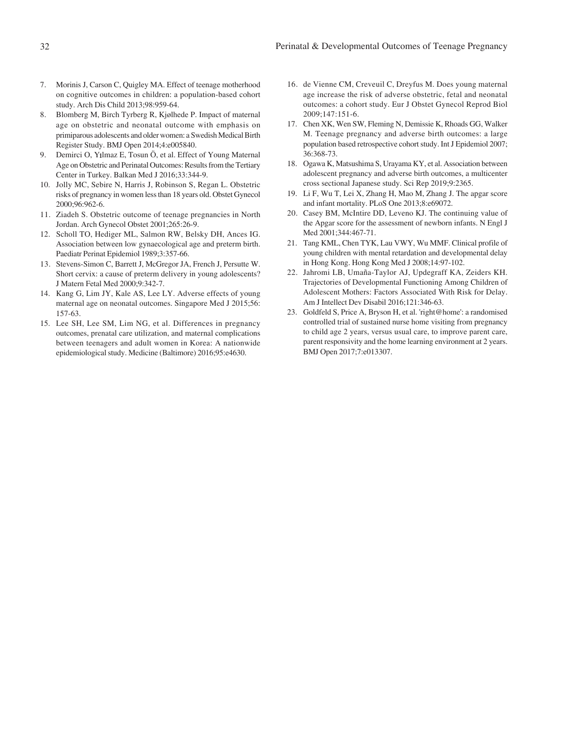7. Morinis J, Carson C, Quigley MA. Effect of teenage motherhood on cognitive outcomes in children: a population-based cohort study. Arch Dis Child 2013;98:959-64.
8. Blomberg M, Birch Tyrberg R, Kjølhede P. Impact of maternal age on obstetric and neonatal outcome with emphasis on primiparous adolescents and older women: a Swedish Medical Birth Register Study. BMJ Open 2014;4:e005840.
9. Demirci O, Yılmaz E, Tosun Ö, et al. Effect of Young Maternal Age on Obstetric and Perinatal Outcomes: Results from the Tertiary Center in Turkey. Balkan Med J 2016;33:344-9.
10. Jolly MC, Sebire N, Harris J, Robinson S, Regan L. Obstetric risks of pregnancy in women less than 18 years old. Obstet Gynecol 2000;96:962-6.
11. Ziadeh S. Obstetric outcome of teenage pregnancies in North Jordan. Arch Gynecol Obstet 2001;265:26-9.
12. Scholl TO, Hediger ML, Salmon RW, Belsky DH, Ances IG. Association between low gynaecological age and preterm birth. Paediatr Perinat Epidemiol 1989;3:357-66.
13. Stevens-Simon C, Barrett J, McGregor JA, French J, Persutte W. Short cervix: a cause of preterm delivery in young adolescents? J Matern Fetal Med 2000;9:342-7.
14. Kang G, Lim JY, Kale AS, Lee LY. Adverse effects of young maternal age on neonatal outcomes. Singapore Med J 2015;56:157-63.
15. Lee SH, Lee SM, Lim NG, et al. Differences in pregnancy outcomes, prenatal care utilization, and maternal complications between teenagers and adult women in Korea: A nationwide epidemiological study. Medicine (Baltimore) 2016;95:e4630.
16. de Vienne CM, Creveuil C, Dreyfus M. Does young maternal age increase the risk of adverse obstetric, fetal and neonatal outcomes: a cohort study. Eur J Obstet Gynecol Reprod Biol 2009;147:151-6.
17. Chen XK, Wen SW, Fleming N, Demissie K, Rhoads GG, Walker M. Teenage pregnancy and adverse birth outcomes: a large population based retrospective cohort study. Int J Epidemiol 2007; 36:368-73.
18. Ogawa K, Matsushima S, Urayama KY, et al. Association between adolescent pregnancy and adverse birth outcomes, a multicenter cross sectional Japanese study. Sci Rep 2019;9:2365.
19. Li F, Wu T, Lei X, Zhang H, Mao M, Zhang J. The apgar score and infant mortality. PLoS One 2013;8:e69072.
20. Casey BM, McIntire DD, Leveno KJ. The continuing value of the Apgar score for the assessment of newborn infants. N Engl J Med 2001;344:467-71.
21. Tang KML, Chen TYK, Lau VWY, Wu MMF. Clinical profile of young children with mental retardation and developmental delay in Hong Kong. Hong Kong Med J 2008;14:97-102.
22. Jahromi LB, Umaña-Taylor AJ, Updegraff KA, Zeiders KH. Trajectories of Developmental Functioning Among Children of Adolescent Mothers: Factors Associated With Risk for Delay. Am J Intellect Dev Disabil 2016;121:346-63.
23. Goldfeld S, Price A, Bryson H, et al. 'right@home': a randomised controlled trial of sustained nurse home visiting from pregnancy to child age 2 years, versus usual care, to improve parent care, parent responsivity and the home learning environment at 2 years. BMJ Open 2017;7:e013307.